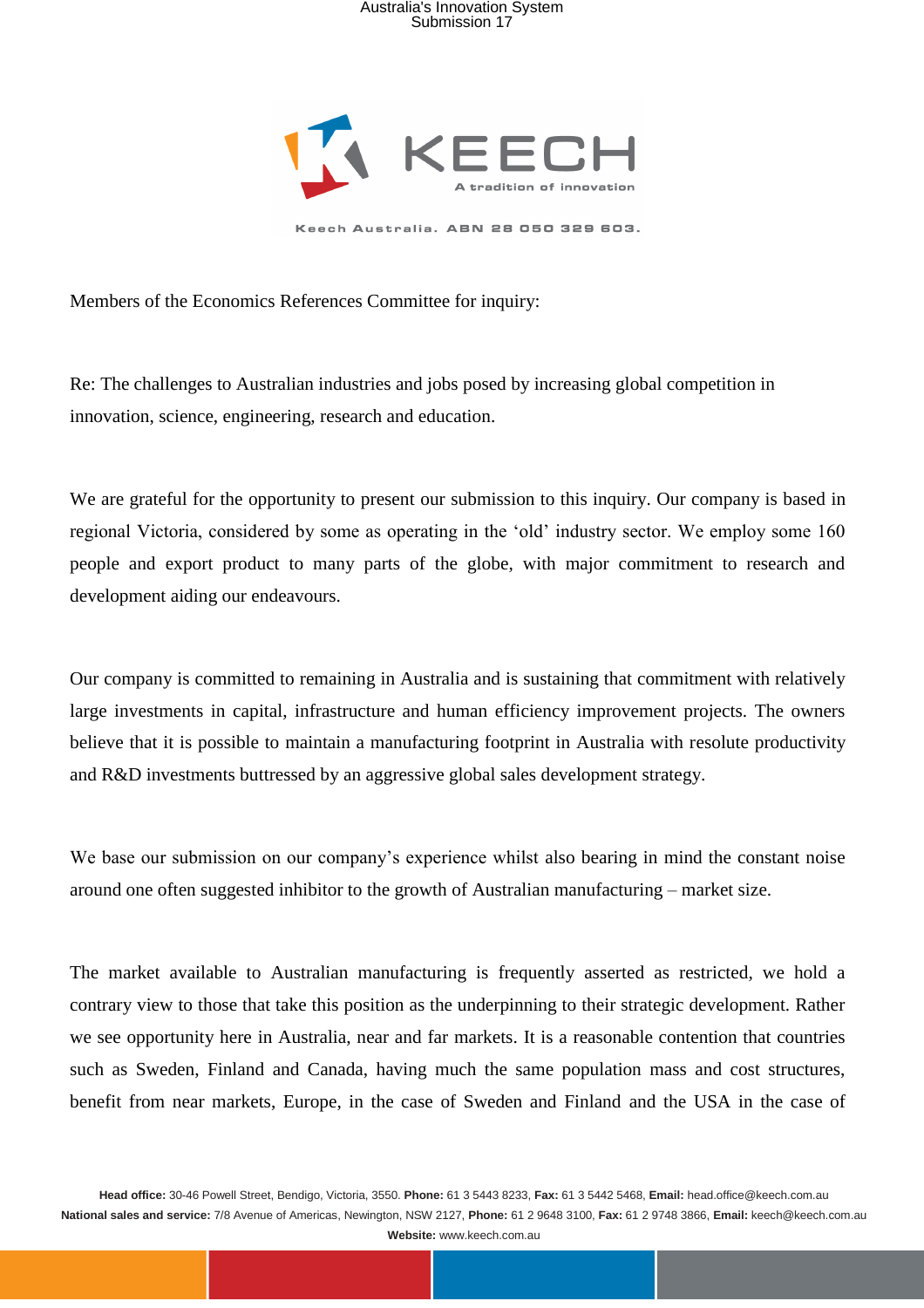KEECH

A tradition of innovation

Keech Australia. ABN 28 050 329 603.

Members of the Economics References Committee for inquiry:

Re: The challenges to Australian industries and jobs posed by increasing global competition in innovation, science, engineering, research and education.

We are grateful for the opportunity to present our submission to this inquiry. Our company is based in regional Victoria, considered by some as operating in the 'old' industry sector. We employ some 160 people and export product to many parts of the globe, with major commitment to research and development aiding our endeavours.

Our company is committed to remaining in Australia and is sustaining that commitment with relatively large investments in capital, infrastructure and human efficiency improvement projects. The owners believe that it is possible to maintain a manufacturing footprint in Australia with resolute productivity and R&D investments buttressed by an aggressive global sales development strategy.

We base our submission on our company's experience whilst also bearing in mind the constant noise around one often suggested inhibitor to the growth of Australian manufacturing – market size.

The market available to Australian manufacturing is frequently asserted as restricted, we hold a contrary view to those that take this position as the underpinning to their strategic development. Rather we see opportunity here in Australia, near and far markets. It is a reasonable contention that countries such as Sweden, Finland and Canada, having much the same population mass and cost structures, benefit from near markets, Europe, in the case of Sweden and Finland and the USA in the case of

**Head office:** 30-46 Powell Street, Bendigo, Victoria, 3550. **Phone:** 61 3 5443 8233, **Fax:** 61 3 5442 5468, **Email:** head.office@keech.com.au
**National sales and service:** 7/8 Avenue of Americas, Newington, NSW 2127, **Phone:** 61 2 9648 3100, **Fax:** 61 2 9748 3866, **Email:** keech@keech.com.au
**Website:** www.keech.com.au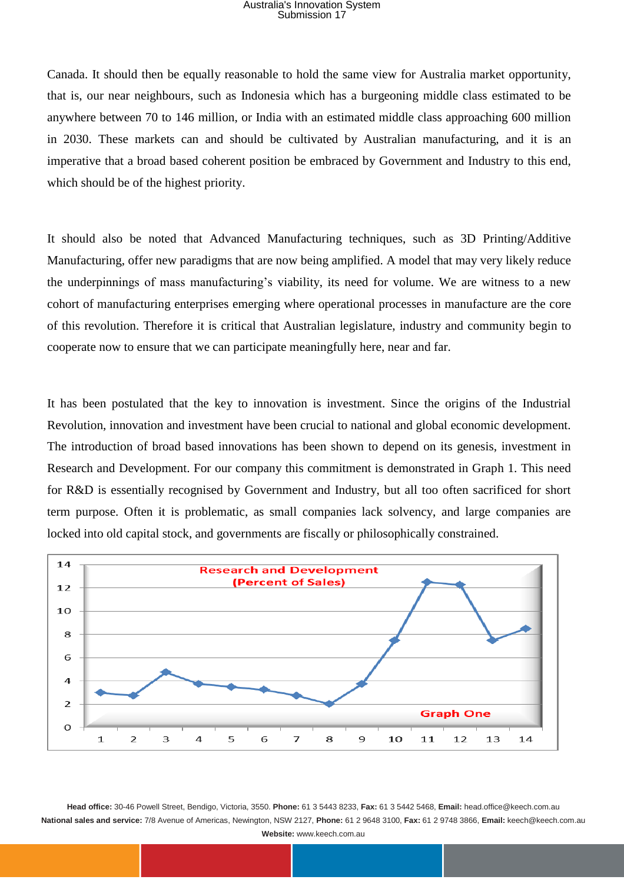Canada. It should then be equally reasonable to hold the same view for Australia market opportunity, that is, our near neighbours, such as Indonesia which has a burgeoning middle class estimated to be anywhere between 70 to 146 million, or India with an estimated middle class approaching 600 million in 2030. These markets can and should be cultivated by Australian manufacturing, and it is an imperative that a broad based coherent position be embraced by Government and Industry to this end, which should be of the highest priority.

It should also be noted that Advanced Manufacturing techniques, such as 3D Printing/Additive Manufacturing, offer new paradigms that are now being amplified. A model that may very likely reduce the underpinnings of mass manufacturing's viability, its need for volume. We are witness to a new cohort of manufacturing enterprises emerging where operational processes in manufacture are the core of this revolution. Therefore it is critical that Australian legislature, industry and community begin to cooperate now to ensure that we can participate meaningfully here, near and far.

It has been postulated that the key to innovation is investment. Since the origins of the Industrial Revolution, innovation and investment have been crucial to national and global economic development. The introduction of broad based innovations has been shown to depend on its genesis, investment in Research and Development. For our company this commitment is demonstrated in Graph 1. This need for R&D is essentially recognised by Government and Industry, but all too often sacrificed for short term purpose. Often it is problematic, as small companies lack solvency, and large companies are locked into old capital stock, and governments are fiscally or philosophically constrained.

**Research and Development (Percent of Sales)**

| | 1 | 2 | 3 | 4 | 5 | 6 | 7 | 8 | 9 | 10 | 11 | 12 | 13 | 14 |
|---|---|---|---|---|---|---|---|---|---|---|---|---|---|---|
| R&D (% of Sales) | 3 | 2.75 | 4.75 | 3.75 | 3.5 | 3.25 | 2.75 | 2 | 3.75 | 7.5 | 12.5 | 12.25 | 7.5 | 8.5 |

Graph One

**Head office:** 30-46 Powell Street, Bendigo, Victoria, 3550. **Phone:** 61 3 5443 8233, **Fax:** 61 3 5442 5468, **Email:** head.office@keech.com.au
**National sales and service:** 7/8 Avenue of Americas, Newington, NSW 2127, **Phone:** 61 2 9648 3100, **Fax:** 61 2 9748 3866, **Email:** keech@keech.com.au
**Website:** www.keech.com.au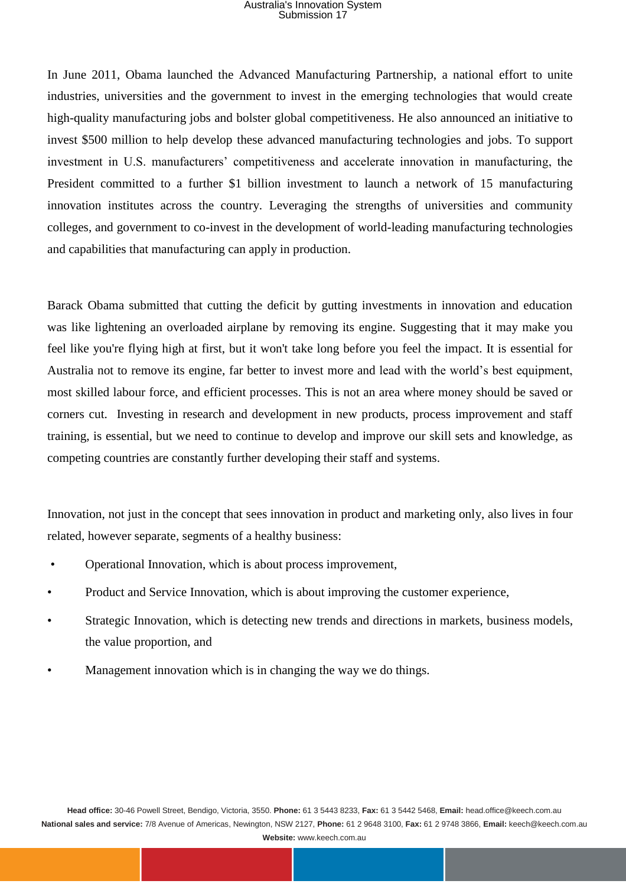In June 2011, Obama launched the Advanced Manufacturing Partnership, a national effort to unite industries, universities and the government to invest in the emerging technologies that would create high-quality manufacturing jobs and bolster global competitiveness. He also announced an initiative to invest $500 million to help develop these advanced manufacturing technologies and jobs. To support investment in U.S. manufacturers' competitiveness and accelerate innovation in manufacturing, the President committed to a further $1 billion investment to launch a network of 15 manufacturing innovation institutes across the country. Leveraging the strengths of universities and community colleges, and government to co-invest in the development of world-leading manufacturing technologies and capabilities that manufacturing can apply in production.

Barack Obama submitted that cutting the deficit by gutting investments in innovation and education was like lightening an overloaded airplane by removing its engine. Suggesting that it may make you feel like you're flying high at first, but it won't take long before you feel the impact. It is essential for Australia not to remove its engine, far better to invest more and lead with the world's best equipment, most skilled labour force, and efficient processes. This is not an area where money should be saved or corners cut. Investing in research and development in new products, process improvement and staff training, is essential, but we need to continue to develop and improve our skill sets and knowledge, as competing countries are constantly further developing their staff and systems.

Innovation, not just in the concept that sees innovation in product and marketing only, also lives in four related, however separate, segments of a healthy business:

- Operational Innovation, which is about process improvement,
- Product and Service Innovation, which is about improving the customer experience,
- Strategic Innovation, which is detecting new trends and directions in markets, business models, the value proportion, and
- Management innovation which is in changing the way we do things.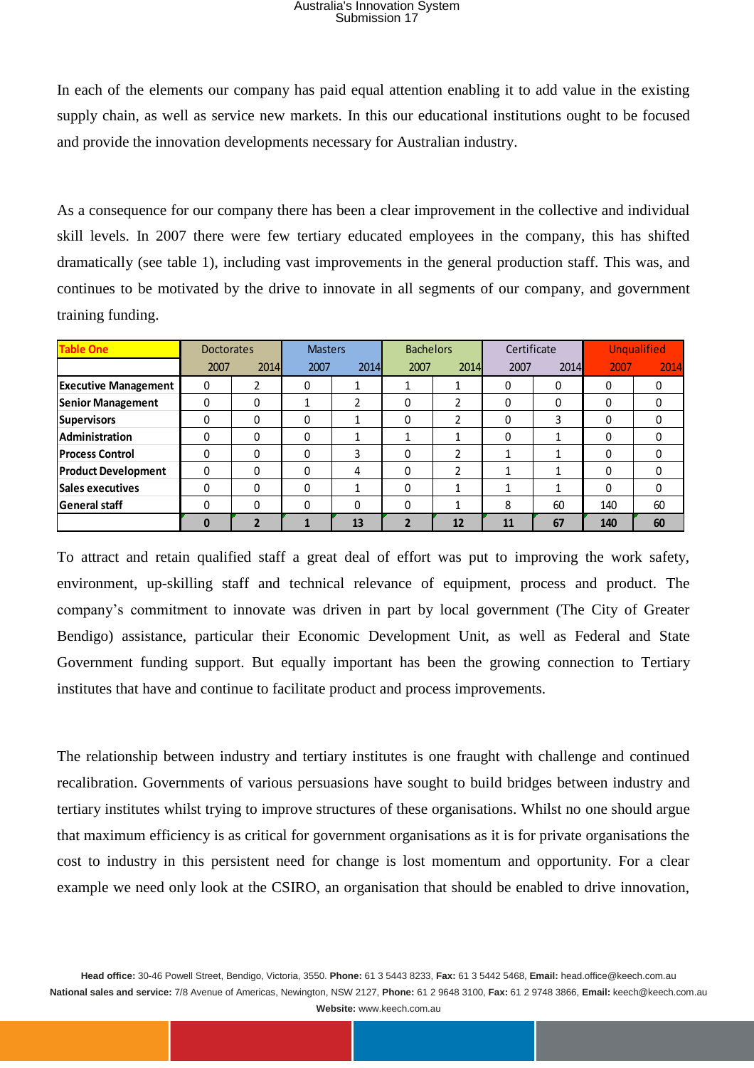In each of the elements our company has paid equal attention enabling it to add value in the existing supply chain, as well as service new markets. In this our educational institutions ought to be focused and provide the innovation developments necessary for Australian industry.

As a consequence for our company there has been a clear improvement in the collective and individual skill levels. In 2007 there were few tertiary educated employees in the company, this has shifted dramatically (see table 1), including vast improvements in the general production staff. This was, and continues to be motivated by the drive to innovate in all segments of our company, and government training funding.

| Table One | Doctorates | | Masters | | Bachelors | | Certificate | | Unqualified | |
|---|---|---|---|---|---|---|---|---|---|---|
| | 2007 | 2014 | 2007 | 2014 | 2007 | 2014 | 2007 | 2014 | 2007 | 2014 |
| **Executive Management** | 0 | 2 | 0 | 1 | 1 | 1 | 0 | 0 | 0 | 0 |
| **Senior Management** | 0 | 0 | 1 | 2 | 0 | 2 | 0 | 0 | 0 | 0 |
| **Supervisors** | 0 | 0 | 0 | 1 | 0 | 2 | 0 | 3 | 0 | 0 |
| **Administration** | 0 | 0 | 0 | 1 | 1 | 1 | 0 | 1 | 0 | 0 |
| **Process Control** | 0 | 0 | 0 | 3 | 0 | 2 | 1 | 1 | 0 | 0 |
| **Product Development** | 0 | 0 | 0 | 4 | 0 | 2 | 1 | 1 | 0 | 0 |
| **Sales executives** | 0 | 0 | 0 | 1 | 0 | 1 | 1 | 1 | 0 | 0 |
| **General staff** | 0 | 0 | 0 | 0 | 0 | 1 | 8 | 60 | 140 | 60 |
| | **0** | **2** | **1** | **13** | **2** | **12** | **11** | **67** | **140** | **60** |

To attract and retain qualified staff a great deal of effort was put to improving the work safety, environment, up-skilling staff and technical relevance of equipment, process and product. The company's commitment to innovate was driven in part by local government (The City of Greater Bendigo) assistance, particular their Economic Development Unit, as well as Federal and State Government funding support. But equally important has been the growing connection to Tertiary institutes that have and continue to facilitate product and process improvements.

The relationship between industry and tertiary institutes is one fraught with challenge and continued recalibration. Governments of various persuasions have sought to build bridges between industry and tertiary institutes whilst trying to improve structures of these organisations. Whilst no one should argue that maximum efficiency is as critical for government organisations as it is for private organisations the cost to industry in this persistent need for change is lost momentum and opportunity. For a clear example we need only look at the CSIRO, an organisation that should be enabled to drive innovation,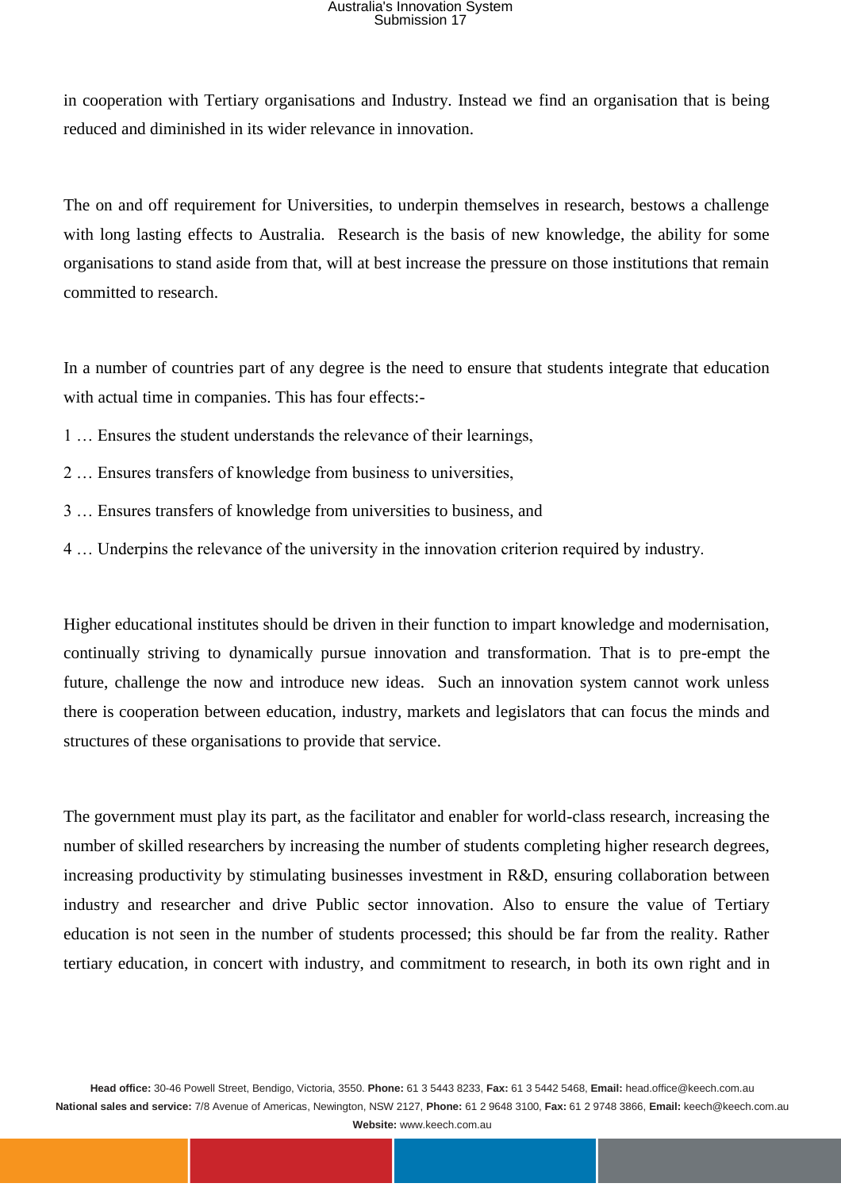in cooperation with Tertiary organisations and Industry. Instead we find an organisation that is being reduced and diminished in its wider relevance in innovation.

The on and off requirement for Universities, to underpin themselves in research, bestows a challenge with long lasting effects to Australia.  Research is the basis of new knowledge, the ability for some organisations to stand aside from that, will at best increase the pressure on those institutions that remain committed to research.

In a number of countries part of any degree is the need to ensure that students integrate that education with actual time in companies. This has four effects:-

1 … Ensures the student understands the relevance of their learnings,

2 … Ensures transfers of knowledge from business to universities,

3 … Ensures transfers of knowledge from universities to business, and

4 … Underpins the relevance of the university in the innovation criterion required by industry.

Higher educational institutes should be driven in their function to impart knowledge and modernisation, continually striving to dynamically pursue innovation and transformation. That is to pre-empt the future, challenge the now and introduce new ideas.  Such an innovation system cannot work unless there is cooperation between education, industry, markets and legislators that can focus the minds and structures of these organisations to provide that service.

The government must play its part, as the facilitator and enabler for world-class research, increasing the number of skilled researchers by increasing the number of students completing higher research degrees, increasing productivity by stimulating businesses investment in R&D, ensuring collaboration between industry and researcher and drive Public sector innovation. Also to ensure the value of Tertiary education is not seen in the number of students processed; this should be far from the reality. Rather tertiary education, in concert with industry, and commitment to research, in both its own right and in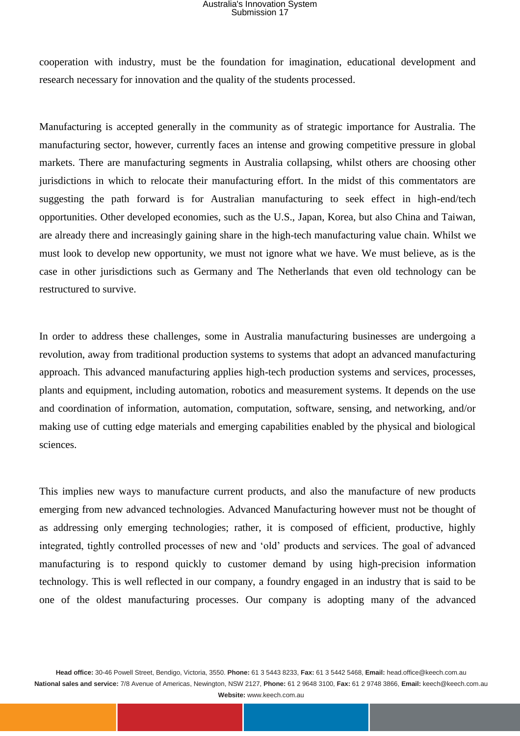cooperation with industry, must be the foundation for imagination, educational development and research necessary for innovation and the quality of the students processed.

Manufacturing is accepted generally in the community as of strategic importance for Australia. The manufacturing sector, however, currently faces an intense and growing competitive pressure in global markets. There are manufacturing segments in Australia collapsing, whilst others are choosing other jurisdictions in which to relocate their manufacturing effort. In the midst of this commentators are suggesting the path forward is for Australian manufacturing to seek effect in high-end/tech opportunities. Other developed economies, such as the U.S., Japan, Korea, but also China and Taiwan, are already there and increasingly gaining share in the high-tech manufacturing value chain. Whilst we must look to develop new opportunity, we must not ignore what we have. We must believe, as is the case in other jurisdictions such as Germany and The Netherlands that even old technology can be restructured to survive.

In order to address these challenges, some in Australia manufacturing businesses are undergoing a revolution, away from traditional production systems to systems that adopt an advanced manufacturing approach. This advanced manufacturing applies high-tech production systems and services, processes, plants and equipment, including automation, robotics and measurement systems. It depends on the use and coordination of information, automation, computation, software, sensing, and networking, and/or making use of cutting edge materials and emerging capabilities enabled by the physical and biological sciences.

This implies new ways to manufacture current products, and also the manufacture of new products emerging from new advanced technologies. Advanced Manufacturing however must not be thought of as addressing only emerging technologies; rather, it is composed of efficient, productive, highly integrated, tightly controlled processes of new and 'old' products and services. The goal of advanced manufacturing is to respond quickly to customer demand by using high-precision information technology. This is well reflected in our company, a foundry engaged in an industry that is said to be one of the oldest manufacturing processes. Our company is adopting many of the advanced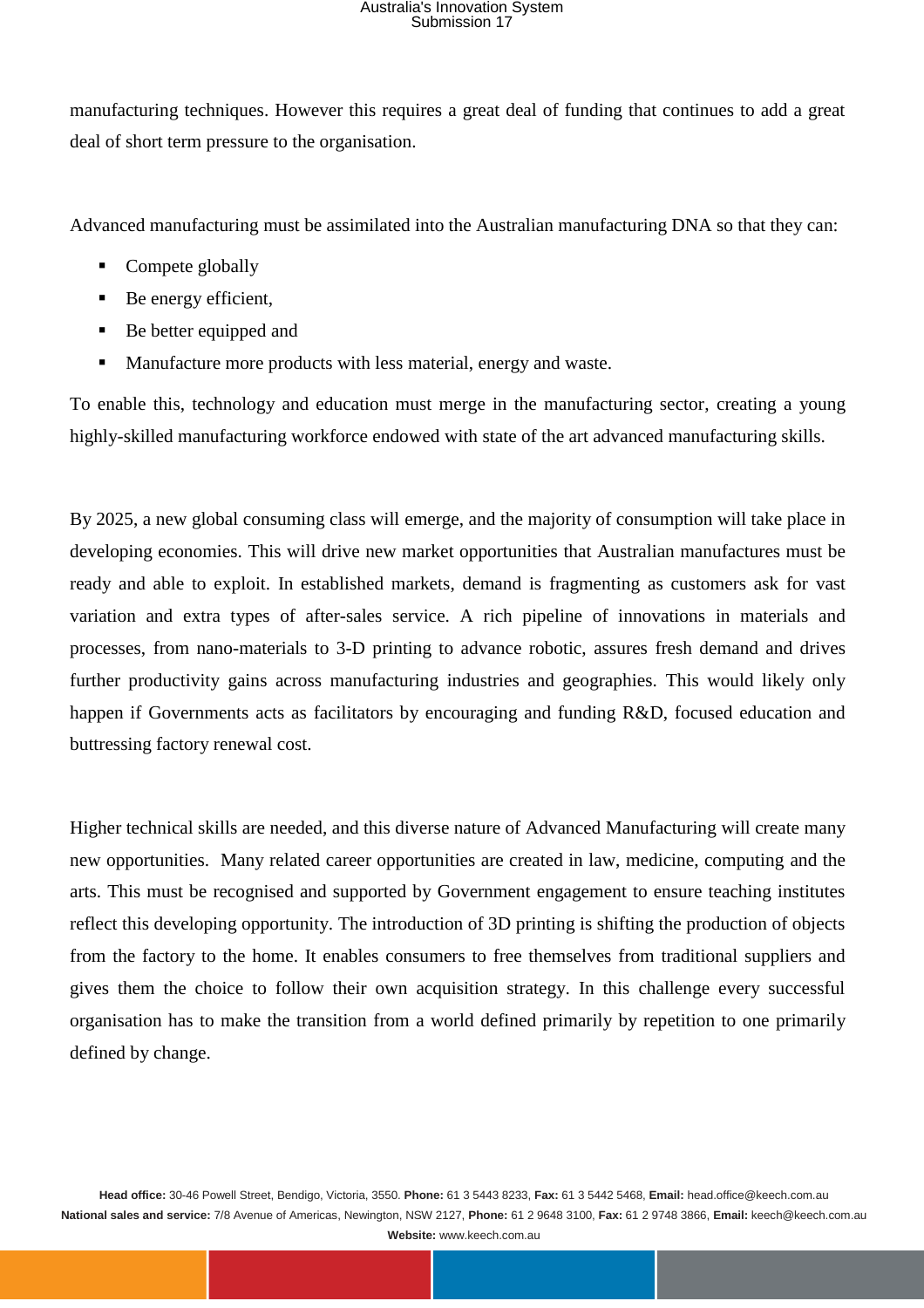manufacturing techniques. However this requires a great deal of funding that continues to add a great deal of short term pressure to the organisation.

Advanced manufacturing must be assimilated into the Australian manufacturing DNA so that they can:

- Compete globally
- Be energy efficient,
- Be better equipped and
- Manufacture more products with less material, energy and waste.

To enable this, technology and education must merge in the manufacturing sector, creating a young highly-skilled manufacturing workforce endowed with state of the art advanced manufacturing skills.

By 2025, a new global consuming class will emerge, and the majority of consumption will take place in developing economies. This will drive new market opportunities that Australian manufactures must be ready and able to exploit. In established markets, demand is fragmenting as customers ask for vast variation and extra types of after-sales service. A rich pipeline of innovations in materials and processes, from nano-materials to 3-D printing to advance robotic, assures fresh demand and drives further productivity gains across manufacturing industries and geographies. This would likely only happen if Governments acts as facilitators by encouraging and funding R&D, focused education and buttressing factory renewal cost.

Higher technical skills are needed, and this diverse nature of Advanced Manufacturing will create many new opportunities. Many related career opportunities are created in law, medicine, computing and the arts. This must be recognised and supported by Government engagement to ensure teaching institutes reflect this developing opportunity. The introduction of 3D printing is shifting the production of objects from the factory to the home. It enables consumers to free themselves from traditional suppliers and gives them the choice to follow their own acquisition strategy. In this challenge every successful organisation has to make the transition from a world defined primarily by repetition to one primarily defined by change.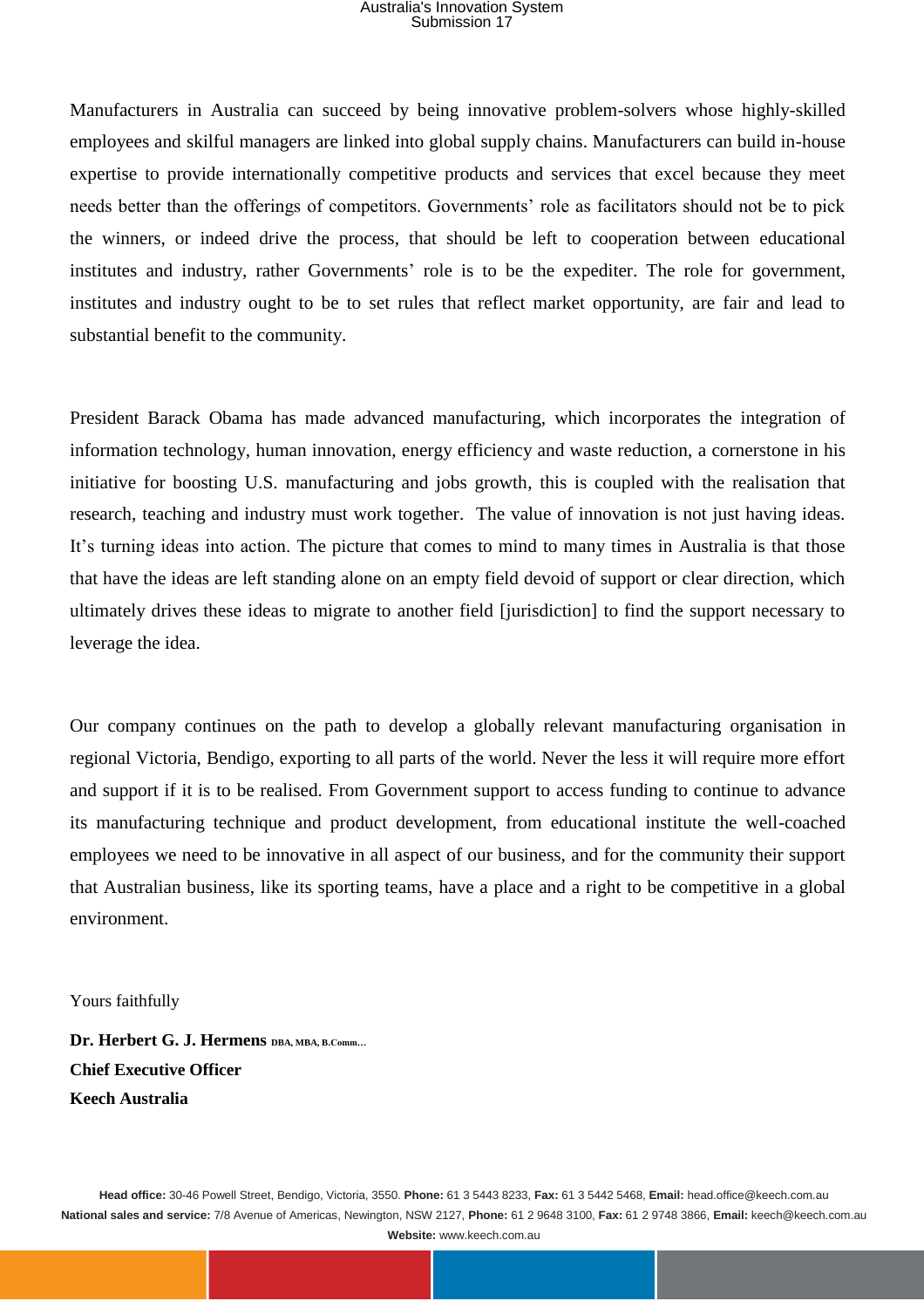Manufacturers in Australia can succeed by being innovative problem-solvers whose highly-skilled employees and skilful managers are linked into global supply chains. Manufacturers can build in-house expertise to provide internationally competitive products and services that excel because they meet needs better than the offerings of competitors. Governments' role as facilitators should not be to pick the winners, or indeed drive the process, that should be left to cooperation between educational institutes and industry, rather Governments' role is to be the expediter. The role for government, institutes and industry ought to be to set rules that reflect market opportunity, are fair and lead to substantial benefit to the community.

President Barack Obama has made advanced manufacturing, which incorporates the integration of information technology, human innovation, energy efficiency and waste reduction, a cornerstone in his initiative for boosting U.S. manufacturing and jobs growth, this is coupled with the realisation that research, teaching and industry must work together. The value of innovation is not just having ideas. It's turning ideas into action. The picture that comes to mind to many times in Australia is that those that have the ideas are left standing alone on an empty field devoid of support or clear direction, which ultimately drives these ideas to migrate to another field [jurisdiction] to find the support necessary to leverage the idea.

Our company continues on the path to develop a globally relevant manufacturing organisation in regional Victoria, Bendigo, exporting to all parts of the world. Never the less it will require more effort and support if it is to be realised. From Government support to access funding to continue to advance its manufacturing technique and product development, from educational institute the well-coached employees we need to be innovative in all aspect of our business, and for the community their support that Australian business, like its sporting teams, have a place and a right to be competitive in a global environment.

Yours faithfully

**Dr. Herbert G. J. Hermens** DBA, MBA, B.Comm…
**Chief Executive Officer**
**Keech Australia**

**Head office:** 30-46 Powell Street, Bendigo, Victoria, 3550. **Phone:** 61 3 5443 8233, **Fax:** 61 3 5442 5468, **Email:** head.office@keech.com.au
**National sales and service:** 7/8 Avenue of Americas, Newington, NSW 2127, **Phone:** 61 2 9648 3100, **Fax:** 61 2 9748 3866, **Email:** keech@keech.com.au
**Website:** www.keech.com.au